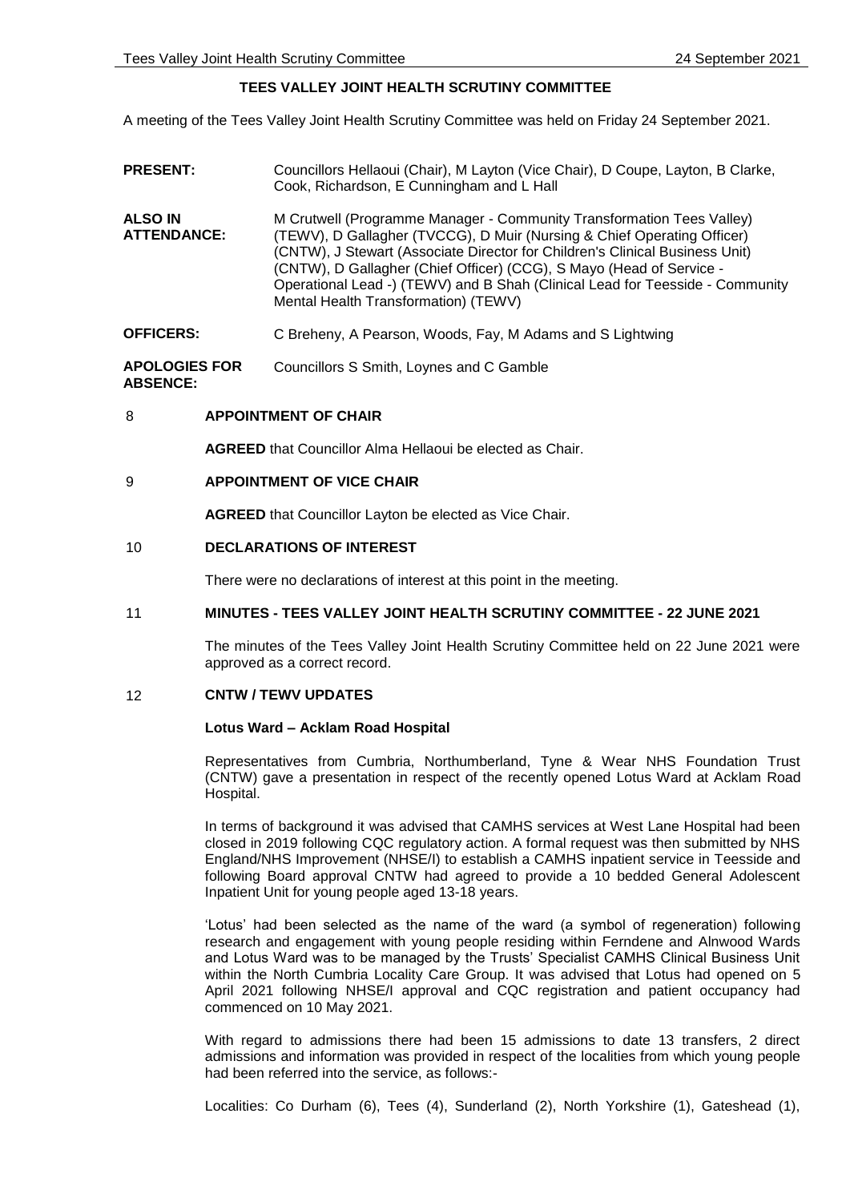# TEES VALLEY JOINT HEALTH SCRUTINY COMMITTEE

A meeting of the Tees Valley Joint Health Scrutiny Committee was held on Friday 24 September 2021.

**PRESENT:** Councillors Hellaoui (Chair), M Layton (Vice Chair), D Coupe, Layton, B Clarke, Cook, Richardson, E Cunningham and L Hall

**ALSO IN ATTENDANCE:** M Crutwell (Programme Manager - Community Transformation Tees Valley) (TEWV), D Gallagher (TVCCG), D Muir (Nursing & Chief Operating Officer) (CNTW), J Stewart (Associate Director for Children's Clinical Business Unit) (CNTW), D Gallagher (Chief Officer) (CCG), S Mayo (Head of Service - Operational Lead -) (TEWV) and B Shah (Clinical Lead for Teesside - Community Mental Health Transformation) (TEWV)

**OFFICERS:** C Breheny, A Pearson, Woods, Fay, M Adams and S Lightwing

**APOLOGIES FOR ABSENCE:** Councillors S Smith, Loynes and C Gamble

## 8 APPOINTMENT OF CHAIR

**AGREED** that Councillor Alma Hellaoui be elected as Chair.

## 9 APPOINTMENT OF VICE CHAIR

**AGREED** that Councillor Layton be elected as Vice Chair.

## 10 DECLARATIONS OF INTEREST

There were no declarations of interest at this point in the meeting.

## 11 MINUTES - TEES VALLEY JOINT HEALTH SCRUTINY COMMITTEE - 22 JUNE 2021

The minutes of the Tees Valley Joint Health Scrutiny Committee held on 22 June 2021 were approved as a correct record.

## 12 CNTW / TEWV UPDATES

### Lotus Ward – Acklam Road Hospital

Representatives from Cumbria, Northumberland, Tyne & Wear NHS Foundation Trust (CNTW) gave a presentation in respect of the recently opened Lotus Ward at Acklam Road Hospital.

In terms of background it was advised that CAMHS services at West Lane Hospital had been closed in 2019 following CQC regulatory action. A formal request was then submitted by NHS England/NHS Improvement (NHSE/I) to establish a CAMHS inpatient service in Teesside and following Board approval CNTW had agreed to provide a 10 bedded General Adolescent Inpatient Unit for young people aged 13-18 years.

'Lotus' had been selected as the name of the ward (a symbol of regeneration) following research and engagement with young people residing within Ferndene and Alnwood Wards and Lotus Ward was to be managed by the Trusts' Specialist CAMHS Clinical Business Unit within the North Cumbria Locality Care Group. It was advised that Lotus had opened on 5 April 2021 following NHSE/I approval and CQC registration and patient occupancy had commenced on 10 May 2021.

With regard to admissions there had been 15 admissions to date 13 transfers, 2 direct admissions and information was provided in respect of the localities from which young people had been referred into the service, as follows:-

Localities: Co Durham (6), Tees (4), Sunderland (2), North Yorkshire (1), Gateshead (1),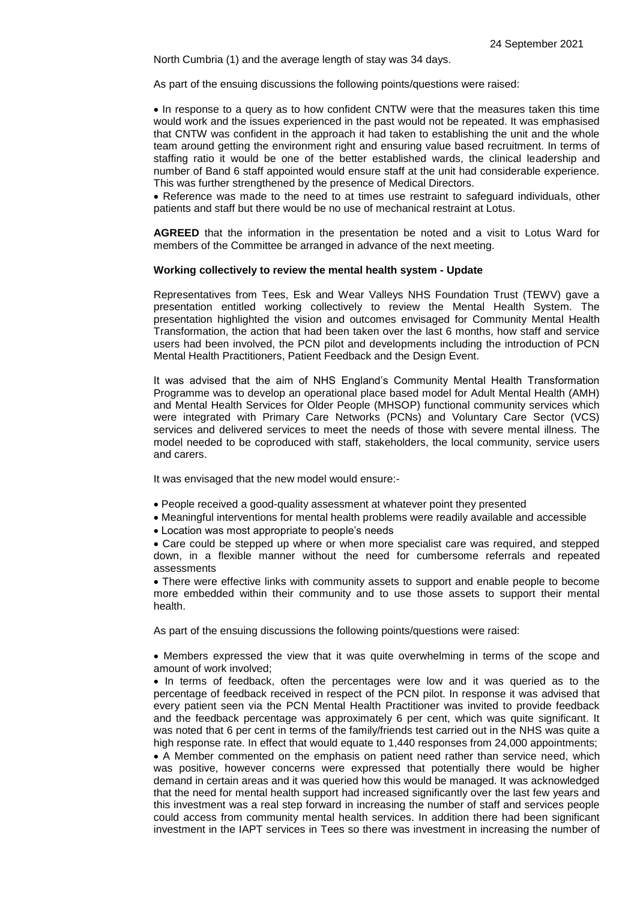North Cumbria (1) and the average length of stay was 34 days.

As part of the ensuing discussions the following points/questions were raised:

- In response to a query as to how confident CNTW were that the measures taken this time would work and the issues experienced in the past would not be repeated. It was emphasised that CNTW was confident in the approach it had taken to establishing the unit and the whole team around getting the environment right and ensuring value based recruitment. In terms of staffing ratio it would be one of the better established wards, the clinical leadership and number of Band 6 staff appointed would ensure staff at the unit had considerable experience. This was further strengthened by the presence of Medical Directors.
- Reference was made to the need to at times use restraint to safeguard individuals, other patients and staff but there would be no use of mechanical restraint at Lotus.

**AGREED** that the information in the presentation be noted and a visit to Lotus Ward for members of the Committee be arranged in advance of the next meeting.

**Working collectively to review the mental health system - Update**

Representatives from Tees, Esk and Wear Valleys NHS Foundation Trust (TEWV) gave a presentation entitled working collectively to review the Mental Health System. The presentation highlighted the vision and outcomes envisaged for Community Mental Health Transformation, the action that had been taken over the last 6 months, how staff and service users had been involved, the PCN pilot and developments including the introduction of PCN Mental Health Practitioners, Patient Feedback and the Design Event.

It was advised that the aim of NHS England's Community Mental Health Transformation Programme was to develop an operational place based model for Adult Mental Health (AMH) and Mental Health Services for Older People (MHSOP) functional community services which were integrated with Primary Care Networks (PCNs) and Voluntary Care Sector (VCS) services and delivered services to meet the needs of those with severe mental illness. The model needed to be coproduced with staff, stakeholders, the local community, service users and carers.

It was envisaged that the new model would ensure:-

- People received a good-quality assessment at whatever point they presented
- Meaningful interventions for mental health problems were readily available and accessible
- Location was most appropriate to people's needs
- Care could be stepped up where or when more specialist care was required, and stepped down, in a flexible manner without the need for cumbersome referrals and repeated assessments
- There were effective links with community assets to support and enable people to become more embedded within their community and to use those assets to support their mental health.

As part of the ensuing discussions the following points/questions were raised:

- Members expressed the view that it was quite overwhelming in terms of the scope and amount of work involved;
- In terms of feedback, often the percentages were low and it was queried as to the percentage of feedback received in respect of the PCN pilot. In response it was advised that every patient seen via the PCN Mental Health Practitioner was invited to provide feedback and the feedback percentage was approximately 6 per cent, which was quite significant. It was noted that 6 per cent in terms of the family/friends test carried out in the NHS was quite a high response rate. In effect that would equate to 1,440 responses from 24,000 appointments;
- A Member commented on the emphasis on patient need rather than service need, which was positive, however concerns were expressed that potentially there would be higher demand in certain areas and it was queried how this would be managed. It was acknowledged that the need for mental health support had increased significantly over the last few years and this investment was a real step forward in increasing the number of staff and services people could access from community mental health services. In addition there had been significant investment in the IAPT services in Tees so there was investment in increasing the number of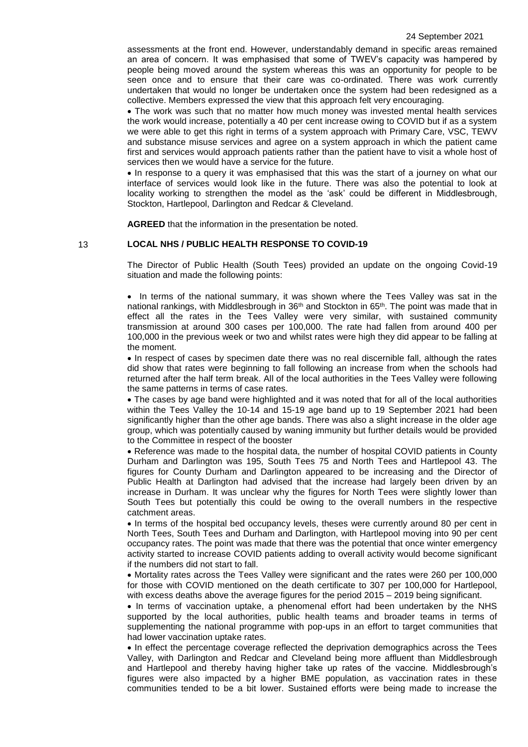assessments at the front end. However, understandably demand in specific areas remained an area of concern. It was emphasised that some of TWEV's capacity was hampered by people being moved around the system whereas this was an opportunity for people to be seen once and to ensure that their care was co-ordinated. There was work currently undertaken that would no longer be undertaken once the system had been redesigned as a collective. Members expressed the view that this approach felt very encouraging.

- The work was such that no matter how much money was invested mental health services the work would increase, potentially a 40 per cent increase owing to COVID but if as a system we were able to get this right in terms of a system approach with Primary Care, VSC, TEWV and substance misuse services and agree on a system approach in which the patient came first and services would approach patients rather than the patient have to visit a whole host of services then we would have a service for the future.
- In response to a query it was emphasised that this was the start of a journey on what our interface of services would look like in the future. There was also the potential to look at locality working to strengthen the model as the 'ask' could be different in Middlesbrough, Stockton, Hartlepool, Darlington and Redcar & Cleveland.

**AGREED** that the information in the presentation be noted.

## 13 LOCAL NHS / PUBLIC HEALTH RESPONSE TO COVID-19

The Director of Public Health (South Tees) provided an update on the ongoing Covid-19 situation and made the following points:

- In terms of the national summary, it was shown where the Tees Valley was sat in the national rankings, with Middlesbrough in 36th and Stockton in 65th. The point was made that in effect all the rates in the Tees Valley were very similar, with sustained community transmission at around 300 cases per 100,000. The rate had fallen from around 400 per 100,000 in the previous week or two and whilst rates were high they did appear to be falling at the moment.
- In respect of cases by specimen date there was no real discernible fall, although the rates did show that rates were beginning to fall following an increase from when the schools had returned after the half term break. All of the local authorities in the Tees Valley were following the same patterns in terms of case rates.
- The cases by age band were highlighted and it was noted that for all of the local authorities within the Tees Valley the 10-14 and 15-19 age band up to 19 September 2021 had been significantly higher than the other age bands. There was also a slight increase in the older age group, which was potentially caused by waning immunity but further details would be provided to the Committee in respect of the booster
- Reference was made to the hospital data, the number of hospital COVID patients in County Durham and Darlington was 195, South Tees 75 and North Tees and Hartlepool 43. The figures for County Durham and Darlington appeared to be increasing and the Director of Public Health at Darlington had advised that the increase had largely been driven by an increase in Durham. It was unclear why the figures for North Tees were slightly lower than South Tees but potentially this could be owing to the overall numbers in the respective catchment areas.
- In terms of the hospital bed occupancy levels, theses were currently around 80 per cent in North Tees, South Tees and Durham and Darlington, with Hartlepool moving into 90 per cent occupancy rates. The point was made that there was the potential that once winter emergency activity started to increase COVID patients adding to overall activity would become significant if the numbers did not start to fall.
- Mortality rates across the Tees Valley were significant and the rates were 260 per 100,000 for those with COVID mentioned on the death certificate to 307 per 100,000 for Hartlepool, with excess deaths above the average figures for the period 2015 – 2019 being significant.
- In terms of vaccination uptake, a phenomenal effort had been undertaken by the NHS supported by the local authorities, public health teams and broader teams in terms of supplementing the national programme with pop-ups in an effort to target communities that had lower vaccination uptake rates.
- In effect the percentage coverage reflected the deprivation demographics across the Tees Valley, with Darlington and Redcar and Cleveland being more affluent than Middlesbrough and Hartlepool and thereby having higher take up rates of the vaccine. Middlesbrough's figures were also impacted by a higher BME population, as vaccination rates in these communities tended to be a bit lower. Sustained efforts were being made to increase the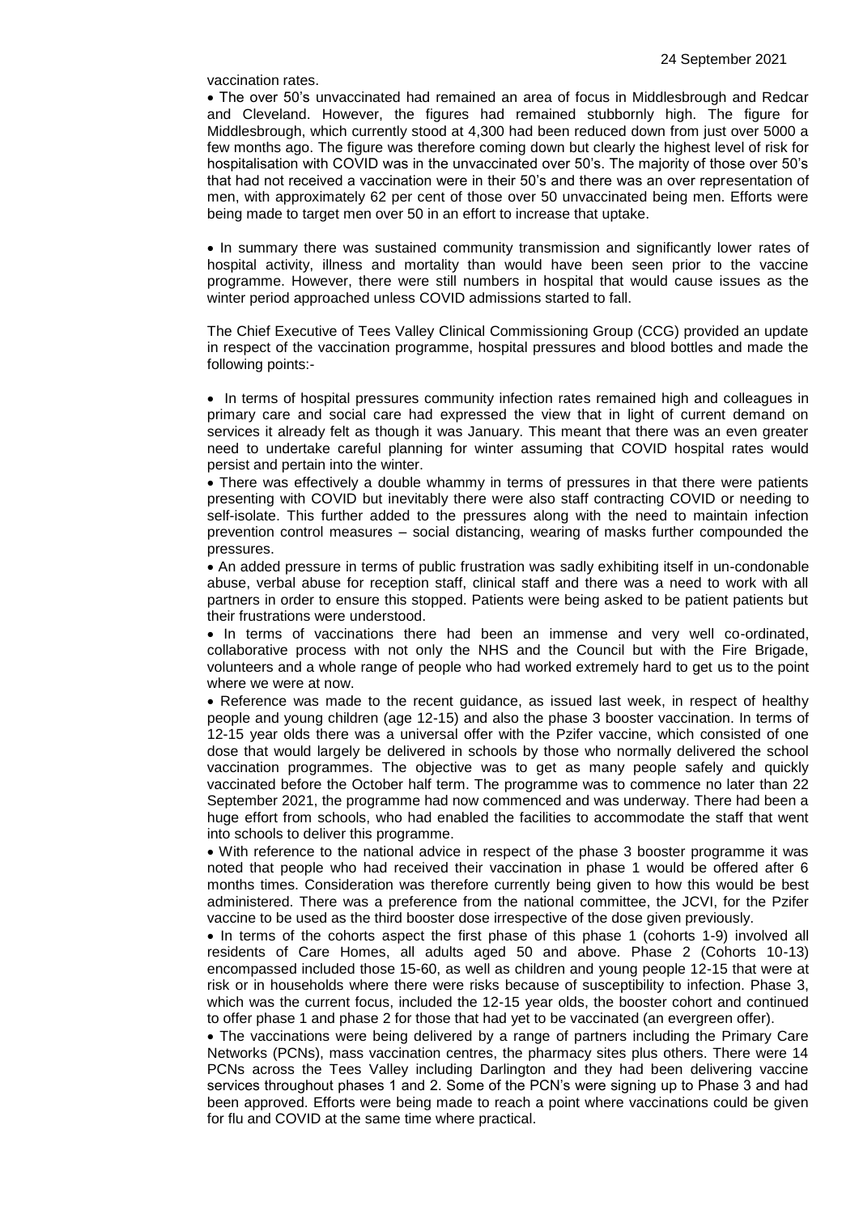vaccination rates.

- The over 50's unvaccinated had remained an area of focus in Middlesbrough and Redcar and Cleveland. However, the figures had remained stubbornly high. The figure for Middlesbrough, which currently stood at 4,300 had been reduced down from just over 5000 a few months ago. The figure was therefore coming down but clearly the highest level of risk for hospitalisation with COVID was in the unvaccinated over 50's. The majority of those over 50's that had not received a vaccination were in their 50's and there was an over representation of men, with approximately 62 per cent of those over 50 unvaccinated being men. Efforts were being made to target men over 50 in an effort to increase that uptake.

- In summary there was sustained community transmission and significantly lower rates of hospital activity, illness and mortality than would have been seen prior to the vaccine programme. However, there were still numbers in hospital that would cause issues as the winter period approached unless COVID admissions started to fall.

The Chief Executive of Tees Valley Clinical Commissioning Group (CCG) provided an update in respect of the vaccination programme, hospital pressures and blood bottles and made the following points:-

- In terms of hospital pressures community infection rates remained high and colleagues in primary care and social care had expressed the view that in light of current demand on services it already felt as though it was January. This meant that there was an even greater need to undertake careful planning for winter assuming that COVID hospital rates would persist and pertain into the winter.
- There was effectively a double whammy in terms of pressures in that there were patients presenting with COVID but inevitably there were also staff contracting COVID or needing to self-isolate. This further added to the pressures along with the need to maintain infection prevention control measures – social distancing, wearing of masks further compounded the pressures.
- An added pressure in terms of public frustration was sadly exhibiting itself in un-condonable abuse, verbal abuse for reception staff, clinical staff and there was a need to work with all partners in order to ensure this stopped. Patients were being asked to be patient patients but their frustrations were understood.
- In terms of vaccinations there had been an immense and very well co-ordinated, collaborative process with not only the NHS and the Council but with the Fire Brigade, volunteers and a whole range of people who had worked extremely hard to get us to the point where we were at now.
- Reference was made to the recent guidance, as issued last week, in respect of healthy people and young children (age 12-15) and also the phase 3 booster vaccination. In terms of 12-15 year olds there was a universal offer with the Pzifer vaccine, which consisted of one dose that would largely be delivered in schools by those who normally delivered the school vaccination programmes. The objective was to get as many people safely and quickly vaccinated before the October half term. The programme was to commence no later than 22 September 2021, the programme had now commenced and was underway. There had been a huge effort from schools, who had enabled the facilities to accommodate the staff that went into schools to deliver this programme.
- With reference to the national advice in respect of the phase 3 booster programme it was noted that people who had received their vaccination in phase 1 would be offered after 6 months times. Consideration was therefore currently being given to how this would be best administered. There was a preference from the national committee, the JCVI, for the Pzifer vaccine to be used as the third booster dose irrespective of the dose given previously.
- In terms of the cohorts aspect the first phase of this phase 1 (cohorts 1-9) involved all residents of Care Homes, all adults aged 50 and above. Phase 2 (Cohorts 10-13) encompassed included those 15-60, as well as children and young people 12-15 that were at risk or in households where there were risks because of susceptibility to infection. Phase 3, which was the current focus, included the 12-15 year olds, the booster cohort and continued to offer phase 1 and phase 2 for those that had yet to be vaccinated (an evergreen offer).
- The vaccinations were being delivered by a range of partners including the Primary Care Networks (PCNs), mass vaccination centres, the pharmacy sites plus others. There were 14 PCNs across the Tees Valley including Darlington and they had been delivering vaccine services throughout phases 1 and 2. Some of the PCN's were signing up to Phase 3 and had been approved. Efforts were being made to reach a point where vaccinations could be given for flu and COVID at the same time where practical.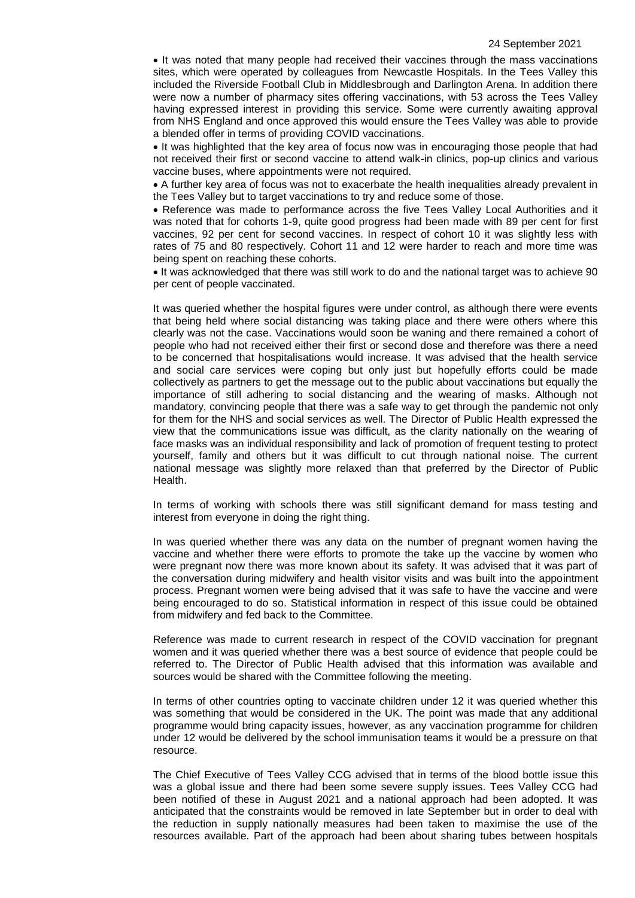- It was noted that many people had received their vaccines through the mass vaccinations sites, which were operated by colleagues from Newcastle Hospitals. In the Tees Valley this included the Riverside Football Club in Middlesbrough and Darlington Arena. In addition there were now a number of pharmacy sites offering vaccinations, with 53 across the Tees Valley having expressed interest in providing this service. Some were currently awaiting approval from NHS England and once approved this would ensure the Tees Valley was able to provide a blended offer in terms of providing COVID vaccinations.
- It was highlighted that the key area of focus now was in encouraging those people that had not received their first or second vaccine to attend walk-in clinics, pop-up clinics and various vaccine buses, where appointments were not required.
- A further key area of focus was not to exacerbate the health inequalities already prevalent in the Tees Valley but to target vaccinations to try and reduce some of those.
- Reference was made to performance across the five Tees Valley Local Authorities and it was noted that for cohorts 1-9, quite good progress had been made with 89 per cent for first vaccines, 92 per cent for second vaccines. In respect of cohort 10 it was slightly less with rates of 75 and 80 respectively. Cohort 11 and 12 were harder to reach and more time was being spent on reaching these cohorts.
- It was acknowledged that there was still work to do and the national target was to achieve 90 per cent of people vaccinated.

It was queried whether the hospital figures were under control, as although there were events that being held where social distancing was taking place and there were others where this clearly was not the case. Vaccinations would soon be waning and there remained a cohort of people who had not received either their first or second dose and therefore was there a need to be concerned that hospitalisations would increase. It was advised that the health service and social care services were coping but only just but hopefully efforts could be made collectively as partners to get the message out to the public about vaccinations but equally the importance of still adhering to social distancing and the wearing of masks. Although not mandatory, convincing people that there was a safe way to get through the pandemic not only for them for the NHS and social services as well. The Director of Public Health expressed the view that the communications issue was difficult, as the clarity nationally on the wearing of face masks was an individual responsibility and lack of promotion of frequent testing to protect yourself, family and others but it was difficult to cut through national noise. The current national message was slightly more relaxed than that preferred by the Director of Public Health.

In terms of working with schools there was still significant demand for mass testing and interest from everyone in doing the right thing.

In was queried whether there was any data on the number of pregnant women having the vaccine and whether there were efforts to promote the take up the vaccine by women who were pregnant now there was more known about its safety. It was advised that it was part of the conversation during midwifery and health visitor visits and was built into the appointment process. Pregnant women were being advised that it was safe to have the vaccine and were being encouraged to do so. Statistical information in respect of this issue could be obtained from midwifery and fed back to the Committee.

Reference was made to current research in respect of the COVID vaccination for pregnant women and it was queried whether there was a best source of evidence that people could be referred to. The Director of Public Health advised that this information was available and sources would be shared with the Committee following the meeting.

In terms of other countries opting to vaccinate children under 12 it was queried whether this was something that would be considered in the UK. The point was made that any additional programme would bring capacity issues, however, as any vaccination programme for children under 12 would be delivered by the school immunisation teams it would be a pressure on that resource.

The Chief Executive of Tees Valley CCG advised that in terms of the blood bottle issue this was a global issue and there had been some severe supply issues. Tees Valley CCG had been notified of these in August 2021 and a national approach had been adopted. It was anticipated that the constraints would be removed in late September but in order to deal with the reduction in supply nationally measures had been taken to maximise the use of the resources available. Part of the approach had been about sharing tubes between hospitals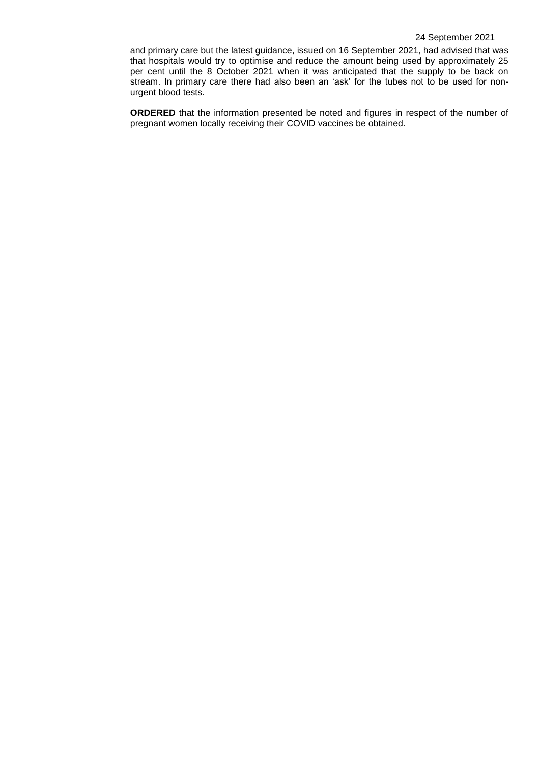and primary care but the latest guidance, issued on 16 September 2021, had advised that was that hospitals would try to optimise and reduce the amount being used by approximately 25 per cent until the 8 October 2021 when it was anticipated that the supply to be back on stream. In primary care there had also been an 'ask' for the tubes not to be used for non-urgent blood tests.

**ORDERED** that the information presented be noted and figures in respect of the number of pregnant women locally receiving their COVID vaccines be obtained.